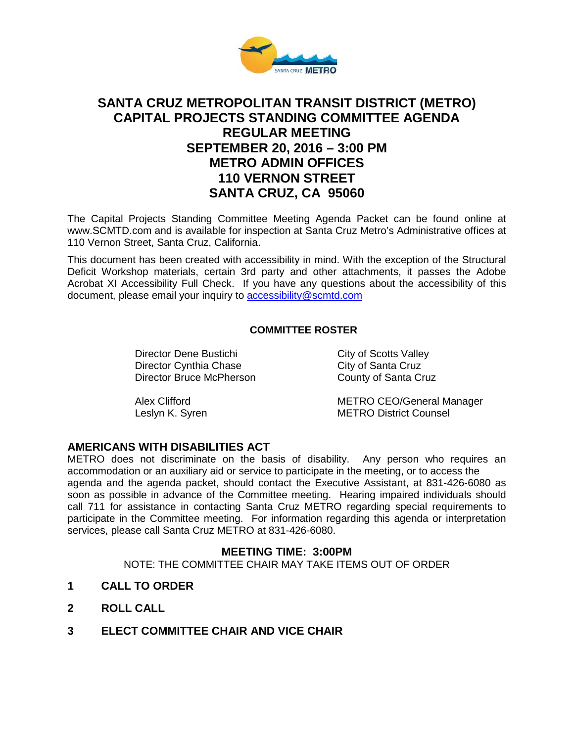# SANTA CRUZ METROPOLITAN TRANSIT DISTRICT (METRO) CAPITAL PROJECTS STANDING COMMITTEE AGENDA REGULAR MEETING SEPTEMBER 20, 2016 – 3:00 PM METRO ADMIN OFFICES 110 VERNON STREET SANTA CRUZ, CA 95060

The Capital Projects Standing Committee Meeting Agenda Packet can be found online at www.SCMTD.com and is available for inspection at Santa Cruz Metro's Administrative offices at 110 Vernon Street, Santa Cruz, California.

This document has been created with accessibility in mind. With the exception of the Structural Deficit Workshop materials, certain 3rd party and other attachments, it passes the Adobe Acrobat XI Accessibility Full Check. If you have any questions about the accessibility of this document, please email your inquiry to accessibility@scmtd.com

**COMMITTEE ROSTER**

| | |
|---|---|
| Director Dene Bustichi | City of Scotts Valley |
| Director Cynthia Chase | City of Santa Cruz |
| Director Bruce McPherson | County of Santa Cruz |
| Alex Clifford | METRO CEO/General Manager |
| Leslyn K. Syren | METRO District Counsel |

## AMERICANS WITH DISABILITIES ACT

METRO does not discriminate on the basis of disability. Any person who requires an accommodation or an auxiliary aid or service to participate in the meeting, or to access the agenda and the agenda packet, should contact the Executive Assistant, at 831-426-6080 as soon as possible in advance of the Committee meeting. Hearing impaired individuals should call 711 for assistance in contacting Santa Cruz METRO regarding special requirements to participate in the Committee meeting. For information regarding this agenda or interpretation services, please call Santa Cruz METRO at 831-426-6080.

**MEETING TIME: 3:00PM**

NOTE: THE COMMITTEE CHAIR MAY TAKE ITEMS OUT OF ORDER

**1 CALL TO ORDER**

**2 ROLL CALL**

**3 ELECT COMMITTEE CHAIR AND VICE CHAIR**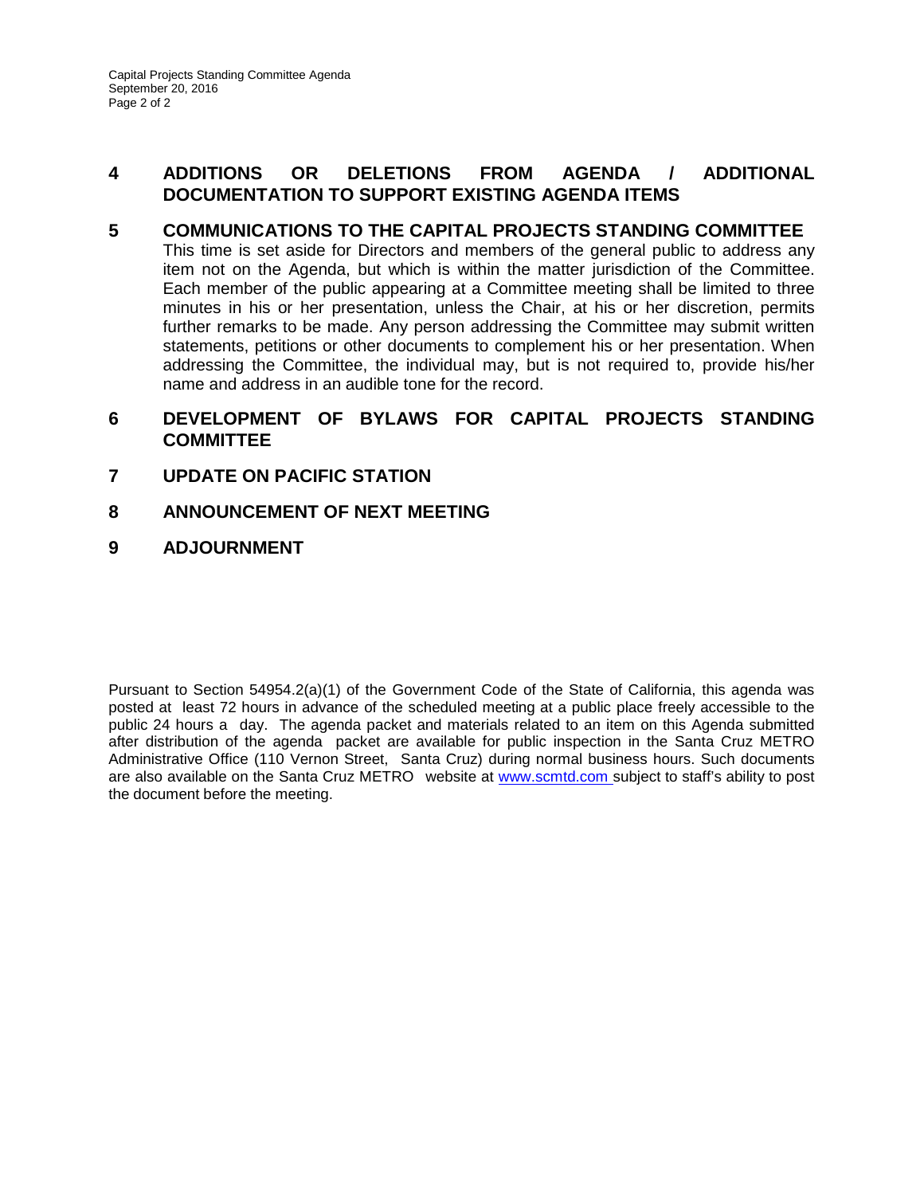## 4 ADDITIONS OR DELETIONS FROM AGENDA / ADDITIONAL DOCUMENTATION TO SUPPORT EXISTING AGENDA ITEMS

## 5 COMMUNICATIONS TO THE CAPITAL PROJECTS STANDING COMMITTEE

This time is set aside for Directors and members of the general public to address any item not on the Agenda, but which is within the matter jurisdiction of the Committee. Each member of the public appearing at a Committee meeting shall be limited to three minutes in his or her presentation, unless the Chair, at his or her discretion, permits further remarks to be made. Any person addressing the Committee may submit written statements, petitions or other documents to complement his or her presentation. When addressing the Committee, the individual may, but is not required to, provide his/her name and address in an audible tone for the record.

## 6 DEVELOPMENT OF BYLAWS FOR CAPITAL PROJECTS STANDING COMMITTEE

## 7 UPDATE ON PACIFIC STATION

## 8 ANNOUNCEMENT OF NEXT MEETING

## 9 ADJOURNMENT

Pursuant to Section 54954.2(a)(1) of the Government Code of the State of California, this agenda was posted at least 72 hours in advance of the scheduled meeting at a public place freely accessible to the public 24 hours a day. The agenda packet and materials related to an item on this Agenda submitted after distribution of the agenda packet are available for public inspection in the Santa Cruz METRO Administrative Office (110 Vernon Street, Santa Cruz) during normal business hours. Such documents are also available on the Santa Cruz METRO website at www.scmtd.com subject to staff's ability to post the document before the meeting.